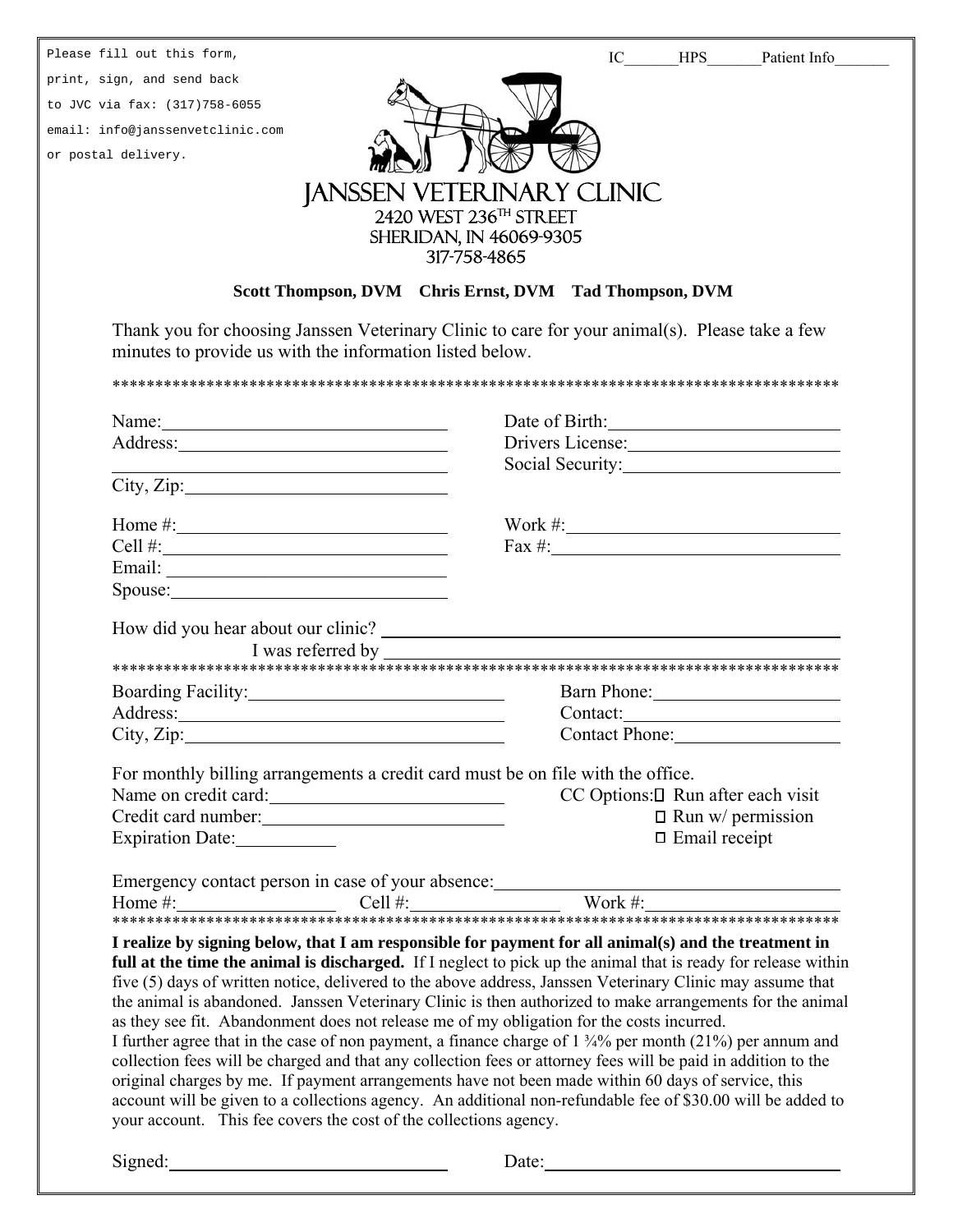Please fill out this form, print, sign, and send back to JVC via fax: (317)758-6055 email: info@janssenvetclinic.com or postal delivery.

IC_______HPS_______Patient Info_______

# JANSSEN VETERINARY CLINIC

2420 WEST 236TH STREET
SHERIDAN, IN 46069-9305
317-758-4865

**Scott Thompson, DVM Chris Ernst, DVM Tad Thompson, DVM**

Thank you for choosing Janssen Veterinary Clinic to care for your animal(s). Please take a few minutes to provide us with the information listed below.

*************************************************************************************

Name:______________________________ Date of Birth:________________________

Address:____________________________ Drivers License:______________________

__________________________________ Social Security:______________________

City, Zip:___________________________

Home #:____________________________ Work #:______________________________

Cell #:_____________________________ Fax #:_______________________________

Email: _____________________________

Spouse:____________________________

How did you hear about our clinic? ______________________________________________

I was referred by ______________________________________________

*************************************************************************************

Boarding Facility:___________________________ Barn Phone:____________________

Address:___________________________________ Contact:_______________________

City, Zip:__________________________________ Contact Phone:_________________

For monthly billing arrangements a credit card must be on file with the office.

Name on credit card:________________________ CC Options: ☐ Run after each visit

Credit card number:_________________________ ☐ Run w/ permission

Expiration Date:___________ ☐ Email receipt

Emergency contact person in case of your absence:_____________________________________

Home #:________________ Cell #:________________ Work #:____________________

*************************************************************************************

**I realize by signing below, that I am responsible for payment for all animal(s) and the treatment in full at the time the animal is discharged.** If I neglect to pick up the animal that is ready for release within five (5) days of written notice, delivered to the above address, Janssen Veterinary Clinic may assume that the animal is abandoned. Janssen Veterinary Clinic is then authorized to make arrangements for the animal as they see fit. Abandonment does not release me of my obligation for the costs incurred.
I further agree that in the case of non payment, a finance charge of 1 ¾% per month (21%) per annum and collection fees will be charged and that any collection fees or attorney fees will be paid in addition to the original charges by me. If payment arrangements have not been made within 60 days of service, this account will be given to a collections agency. An additional non-refundable fee of $30.00 will be added to your account. This fee covers the cost of the collections agency.

Signed:______________________________ Date:________________________________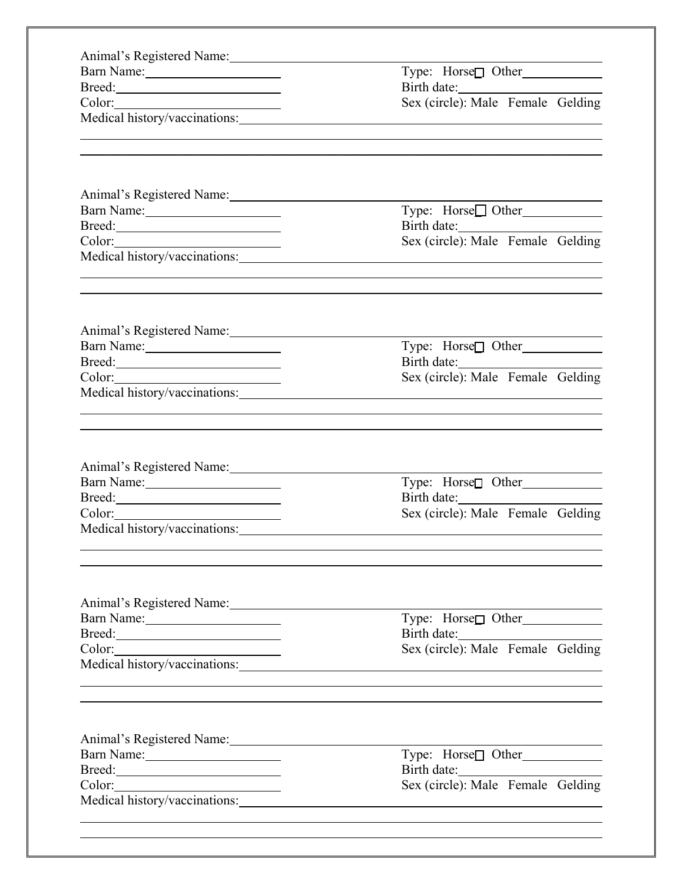Animal's Registered Name:\_\_\_\_\_\_\_\_\_\_\_\_\_\_\_\_\_\_\_\_\_\_\_\_\_\_\_\_\_\_\_\_\_\_\_\_\_\_\_\_\_\_\_\_\_\_\_\_\_\_

Barn Name:\_\_\_\_\_\_\_\_\_\_\_\_\_\_\_\_\_\_\_\_ Type: Horse ☐ Other\_\_\_\_\_\_\_\_\_\_\_\_

Breed:\_\_\_\_\_\_\_\_\_\_\_\_\_\_\_\_\_\_\_\_\_\_\_\_ Birth date:\_\_\_\_\_\_\_\_\_\_\_\_\_\_\_\_\_\_\_\_\_\_

Color:\_\_\_\_\_\_\_\_\_\_\_\_\_\_\_\_\_\_\_\_\_\_\_\_ Sex (circle): Male Female Gelding

Medical history/vaccinations:\_\_\_\_\_\_\_\_\_\_\_\_\_\_\_\_\_\_\_\_\_\_\_\_\_\_\_\_\_\_\_\_\_\_\_\_\_\_\_\_\_\_\_\_\_\_\_\_\_\_

\_\_\_\_\_\_\_\_\_\_\_\_\_\_\_\_\_\_\_\_\_\_\_\_\_\_\_\_\_\_\_\_\_\_\_\_\_\_\_\_\_\_\_\_\_\_\_\_\_\_\_\_\_\_\_\_\_\_\_\_\_\_\_\_\_\_\_\_\_\_\_\_\_\_\_\_

\_\_\_\_\_\_\_\_\_\_\_\_\_\_\_\_\_\_\_\_\_\_\_\_\_\_\_\_\_\_\_\_\_\_\_\_\_\_\_\_\_\_\_\_\_\_\_\_\_\_\_\_\_\_\_\_\_\_\_\_\_\_\_\_\_\_\_\_\_\_\_\_\_\_\_\_

Animal's Registered Name:\_\_\_\_\_\_\_\_\_\_\_\_\_\_\_\_\_\_\_\_\_\_\_\_\_\_\_\_\_\_\_\_\_\_\_\_\_\_\_\_\_\_\_\_\_\_\_\_\_\_

Barn Name:\_\_\_\_\_\_\_\_\_\_\_\_\_\_\_\_\_\_\_\_ Type: Horse ☐ Other\_\_\_\_\_\_\_\_\_\_\_\_

Breed:\_\_\_\_\_\_\_\_\_\_\_\_\_\_\_\_\_\_\_\_\_\_\_\_ Birth date:\_\_\_\_\_\_\_\_\_\_\_\_\_\_\_\_\_\_\_\_\_\_

Color:\_\_\_\_\_\_\_\_\_\_\_\_\_\_\_\_\_\_\_\_\_\_\_\_ Sex (circle): Male Female Gelding

Medical history/vaccinations:\_\_\_\_\_\_\_\_\_\_\_\_\_\_\_\_\_\_\_\_\_\_\_\_\_\_\_\_\_\_\_\_\_\_\_\_\_\_\_\_\_\_\_\_\_\_\_\_\_\_

\_\_\_\_\_\_\_\_\_\_\_\_\_\_\_\_\_\_\_\_\_\_\_\_\_\_\_\_\_\_\_\_\_\_\_\_\_\_\_\_\_\_\_\_\_\_\_\_\_\_\_\_\_\_\_\_\_\_\_\_\_\_\_\_\_\_\_\_\_\_\_\_\_\_\_\_

\_\_\_\_\_\_\_\_\_\_\_\_\_\_\_\_\_\_\_\_\_\_\_\_\_\_\_\_\_\_\_\_\_\_\_\_\_\_\_\_\_\_\_\_\_\_\_\_\_\_\_\_\_\_\_\_\_\_\_\_\_\_\_\_\_\_\_\_\_\_\_\_\_\_\_\_

Animal's Registered Name:\_\_\_\_\_\_\_\_\_\_\_\_\_\_\_\_\_\_\_\_\_\_\_\_\_\_\_\_\_\_\_\_\_\_\_\_\_\_\_\_\_\_\_\_\_\_\_\_\_\_

Barn Name:\_\_\_\_\_\_\_\_\_\_\_\_\_\_\_\_\_\_\_\_ Type: Horse ☐ Other\_\_\_\_\_\_\_\_\_\_\_\_

Breed:\_\_\_\_\_\_\_\_\_\_\_\_\_\_\_\_\_\_\_\_\_\_\_\_ Birth date:\_\_\_\_\_\_\_\_\_\_\_\_\_\_\_\_\_\_\_\_\_\_

Color:\_\_\_\_\_\_\_\_\_\_\_\_\_\_\_\_\_\_\_\_\_\_\_\_ Sex (circle): Male Female Gelding

Medical history/vaccinations:\_\_\_\_\_\_\_\_\_\_\_\_\_\_\_\_\_\_\_\_\_\_\_\_\_\_\_\_\_\_\_\_\_\_\_\_\_\_\_\_\_\_\_\_\_\_\_\_\_\_

\_\_\_\_\_\_\_\_\_\_\_\_\_\_\_\_\_\_\_\_\_\_\_\_\_\_\_\_\_\_\_\_\_\_\_\_\_\_\_\_\_\_\_\_\_\_\_\_\_\_\_\_\_\_\_\_\_\_\_\_\_\_\_\_\_\_\_\_\_\_\_\_\_\_\_\_

\_\_\_\_\_\_\_\_\_\_\_\_\_\_\_\_\_\_\_\_\_\_\_\_\_\_\_\_\_\_\_\_\_\_\_\_\_\_\_\_\_\_\_\_\_\_\_\_\_\_\_\_\_\_\_\_\_\_\_\_\_\_\_\_\_\_\_\_\_\_\_\_\_\_\_\_

Animal's Registered Name:\_\_\_\_\_\_\_\_\_\_\_\_\_\_\_\_\_\_\_\_\_\_\_\_\_\_\_\_\_\_\_\_\_\_\_\_\_\_\_\_\_\_\_\_\_\_\_\_\_\_

Barn Name:\_\_\_\_\_\_\_\_\_\_\_\_\_\_\_\_\_\_\_\_ Type: Horse ☐ Other\_\_\_\_\_\_\_\_\_\_\_\_

Breed:\_\_\_\_\_\_\_\_\_\_\_\_\_\_\_\_\_\_\_\_\_\_\_\_ Birth date:\_\_\_\_\_\_\_\_\_\_\_\_\_\_\_\_\_\_\_\_\_\_

Color:\_\_\_\_\_\_\_\_\_\_\_\_\_\_\_\_\_\_\_\_\_\_\_\_ Sex (circle): Male Female Gelding

Medical history/vaccinations:\_\_\_\_\_\_\_\_\_\_\_\_\_\_\_\_\_\_\_\_\_\_\_\_\_\_\_\_\_\_\_\_\_\_\_\_\_\_\_\_\_\_\_\_\_\_\_\_\_\_

\_\_\_\_\_\_\_\_\_\_\_\_\_\_\_\_\_\_\_\_\_\_\_\_\_\_\_\_\_\_\_\_\_\_\_\_\_\_\_\_\_\_\_\_\_\_\_\_\_\_\_\_\_\_\_\_\_\_\_\_\_\_\_\_\_\_\_\_\_\_\_\_\_\_\_\_

\_\_\_\_\_\_\_\_\_\_\_\_\_\_\_\_\_\_\_\_\_\_\_\_\_\_\_\_\_\_\_\_\_\_\_\_\_\_\_\_\_\_\_\_\_\_\_\_\_\_\_\_\_\_\_\_\_\_\_\_\_\_\_\_\_\_\_\_\_\_\_\_\_\_\_\_

Animal's Registered Name:\_\_\_\_\_\_\_\_\_\_\_\_\_\_\_\_\_\_\_\_\_\_\_\_\_\_\_\_\_\_\_\_\_\_\_\_\_\_\_\_\_\_\_\_\_\_\_\_\_\_

Barn Name:\_\_\_\_\_\_\_\_\_\_\_\_\_\_\_\_\_\_\_\_ Type: Horse ☐ Other\_\_\_\_\_\_\_\_\_\_\_\_

Breed:\_\_\_\_\_\_\_\_\_\_\_\_\_\_\_\_\_\_\_\_\_\_\_\_ Birth date:\_\_\_\_\_\_\_\_\_\_\_\_\_\_\_\_\_\_\_\_\_\_

Color:\_\_\_\_\_\_\_\_\_\_\_\_\_\_\_\_\_\_\_\_\_\_\_\_ Sex (circle): Male Female Gelding

Medical history/vaccinations:\_\_\_\_\_\_\_\_\_\_\_\_\_\_\_\_\_\_\_\_\_\_\_\_\_\_\_\_\_\_\_\_\_\_\_\_\_\_\_\_\_\_\_\_\_\_\_\_\_\_

\_\_\_\_\_\_\_\_\_\_\_\_\_\_\_\_\_\_\_\_\_\_\_\_\_\_\_\_\_\_\_\_\_\_\_\_\_\_\_\_\_\_\_\_\_\_\_\_\_\_\_\_\_\_\_\_\_\_\_\_\_\_\_\_\_\_\_\_\_\_\_\_\_\_\_\_

\_\_\_\_\_\_\_\_\_\_\_\_\_\_\_\_\_\_\_\_\_\_\_\_\_\_\_\_\_\_\_\_\_\_\_\_\_\_\_\_\_\_\_\_\_\_\_\_\_\_\_\_\_\_\_\_\_\_\_\_\_\_\_\_\_\_\_\_\_\_\_\_\_\_\_\_

Animal's Registered Name:\_\_\_\_\_\_\_\_\_\_\_\_\_\_\_\_\_\_\_\_\_\_\_\_\_\_\_\_\_\_\_\_\_\_\_\_\_\_\_\_\_\_\_\_\_\_\_\_\_\_

Barn Name:\_\_\_\_\_\_\_\_\_\_\_\_\_\_\_\_\_\_\_\_ Type: Horse ☐ Other\_\_\_\_\_\_\_\_\_\_\_\_

Breed:\_\_\_\_\_\_\_\_\_\_\_\_\_\_\_\_\_\_\_\_\_\_\_\_ Birth date:\_\_\_\_\_\_\_\_\_\_\_\_\_\_\_\_\_\_\_\_\_\_

Color:\_\_\_\_\_\_\_\_\_\_\_\_\_\_\_\_\_\_\_\_\_\_\_\_ Sex (circle): Male Female Gelding

Medical history/vaccinations:\_\_\_\_\_\_\_\_\_\_\_\_\_\_\_\_\_\_\_\_\_\_\_\_\_\_\_\_\_\_\_\_\_\_\_\_\_\_\_\_\_\_\_\_\_\_\_\_\_\_

\_\_\_\_\_\_\_\_\_\_\_\_\_\_\_\_\_\_\_\_\_\_\_\_\_\_\_\_\_\_\_\_\_\_\_\_\_\_\_\_\_\_\_\_\_\_\_\_\_\_\_\_\_\_\_\_\_\_\_\_\_\_\_\_\_\_\_\_\_\_\_\_\_\_\_\_

\_\_\_\_\_\_\_\_\_\_\_\_\_\_\_\_\_\_\_\_\_\_\_\_\_\_\_\_\_\_\_\_\_\_\_\_\_\_\_\_\_\_\_\_\_\_\_\_\_\_\_\_\_\_\_\_\_\_\_\_\_\_\_\_\_\_\_\_\_\_\_\_\_\_\_\_